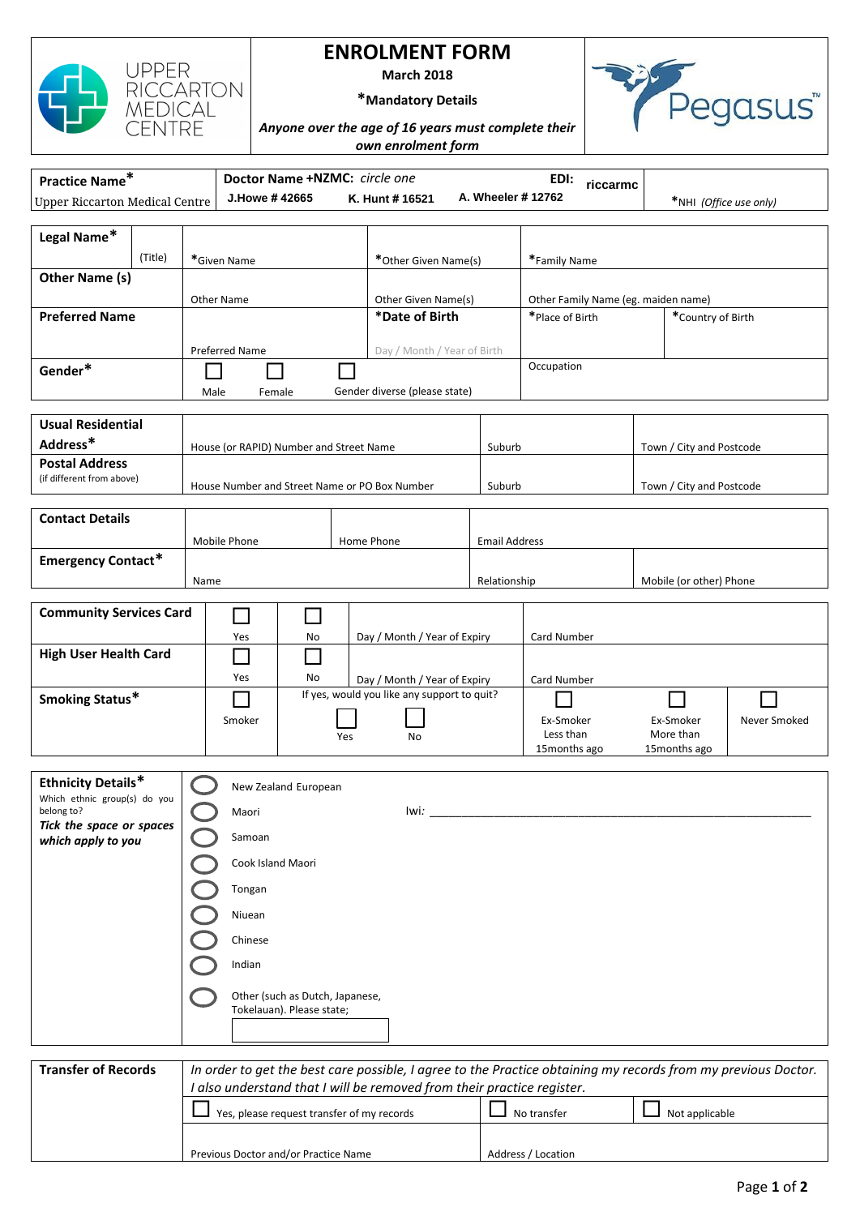UPPER RICCARTON MEDICAL CENTRE

# ENROLMENT FORM

**March 2018**

***Mandatory Details**

***Anyone over the age of 16 years must complete their own enrolment form***

Pegasus™

| **Practice Name*** | **Doctor Name +NZMC:** *circle one* | | | **EDI:** riccarmc | |
|---|---|---|---|---|---|
| Upper Riccarton Medical Centre | J.Howe # 42665 | K. Hunt # 16521 | A. Wheeler # 12762 | | *NHI *(Office use only)* |

| | | | | | |
|---|---|---|---|---|---|
| **Legal Name*** | (Title) | *Given Name | *Other Given Name(s) | *Family Name | |
| **Other Name (s)** | | Other Name | Other Given Name(s) | Other Family Name (eg. maiden name) | |
| **Preferred Name** | | Preferred Name | ***Date of Birth** Day / Month / Year of Birth | *Place of Birth | *Country of Birth |
| **Gender*** | | ☐ Male ☐ Female | ☐ Gender diverse (please state) | Occupation | |

| | | | |
|---|---|---|---|
| **Usual Residential Address*** | House (or RAPID) Number and Street Name | Suburb | Town / City and Postcode |
| **Postal Address** (if different from above) | House Number and Street Name or PO Box Number | Suburb | Town / City and Postcode |

| | | | | |
|---|---|---|---|---|
| **Contact Details** | Mobile Phone | Home Phone | Email Address | |
| **Emergency Contact*** | Name | | Relationship | Mobile (or other) Phone |

| | | | | | | |
|---|---|---|---|---|---|---|
| **Community Services Card** | ☐ Yes | ☐ No | Day / Month / Year of Expiry | Card Number | | |
| **High User Health Card** | ☐ Yes | ☐ No | Day / Month / Year of Expiry | Card Number | | |
| **Smoking Status*** | ☐ Smoker | If yes, would you like any support to quit? ☐ Yes ☐ No | | ☐ Ex-Smoker Less than 15months ago | ☐ Ex-Smoker More than 15months ago | ☐ Never Smoked |

**Ethnicity Details***
Which ethnic group(s) do you belong to?
***Tick the space or spaces which apply to you***

- ◯ New Zealand European
- ◯ Maori Iwi: ____________________
- ◯ Samoan
- ◯ Cook Island Maori
- ◯ Tongan
- ◯ Niuean
- ◯ Chinese
- ◯ Indian
- ◯ Other (such as Dutch, Japanese, Tokelauan). Please state; ________

**Transfer of Records**

*In order to get the best care possible, I agree to the Practice obtaining my records from my previous Doctor. I also understand that I will be removed from their practice register.*

| | | |
|---|---|---|
| ☐ Yes, please request transfer of my records | ☐ No transfer | ☐ Not applicable |
| Previous Doctor and/or Practice Name | Address / Location | |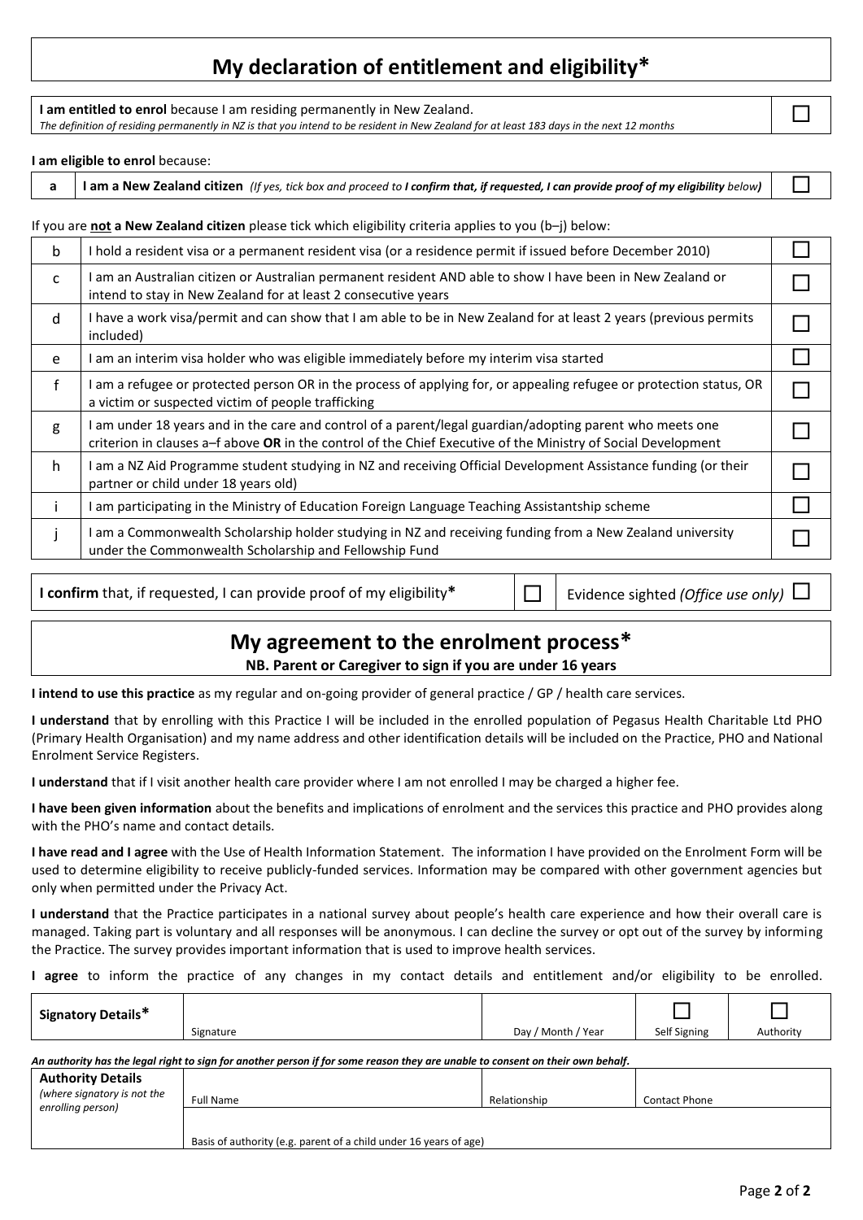# My declaration of entitlement and eligibility*

| | |
|---|---|
| **I am entitled to enrol** because I am residing permanently in New Zealand. *The definition of residing permanently in NZ is that you intend to be resident in New Zealand for at least 183 days in the next 12 months* | ☐ |

**I am eligible to enrol** because:

| | | |
|---|---|---|
| **a** | **I am a New Zealand citizen** *(If yes, tick box and proceed to **I confirm that, if requested, I can provide proof of my eligibility** below)* | ☐ |

If you are **not** a **New Zealand citizen** please tick which eligibility criteria applies to you (b–j) below:

| | | |
|---|---|---|
| b | I hold a resident visa or a permanent resident visa (or a residence permit if issued before December 2010) | ☐ |
| c | I am an Australian citizen or Australian permanent resident AND able to show I have been in New Zealand or intend to stay in New Zealand for at least 2 consecutive years | ☐ |
| d | I have a work visa/permit and can show that I am able to be in New Zealand for at least 2 years (previous permits included) | ☐ |
| e | I am an interim visa holder who was eligible immediately before my interim visa started | ☐ |
| f | I am a refugee or protected person OR in the process of applying for, or appealing refugee or protection status, OR a victim or suspected victim of people trafficking | ☐ |
| g | I am under 18 years and in the care and control of a parent/legal guardian/adopting parent who meets one criterion in clauses a–f above **OR** in the control of the Chief Executive of the Ministry of Social Development | ☐ |
| h | I am a NZ Aid Programme student studying in NZ and receiving Official Development Assistance funding (or their partner or child under 18 years old) | ☐ |
| i | I am participating in the Ministry of Education Foreign Language Teaching Assistantship scheme | ☐ |
| j | I am a Commonwealth Scholarship holder studying in NZ and receiving funding from a New Zealand university under the Commonwealth Scholarship and Fellowship Fund | ☐ |

| | | |
|---|---|---|
| **I confirm** that, if requested, I can provide proof of my eligibility* | ☐ | Evidence sighted *(Office use only)* ☐ |

# My agreement to the enrolment process*

**NB. Parent or Caregiver to sign if you are under 16 years**

**I intend to use this practice** as my regular and on-going provider of general practice / GP / health care services.

**I understand** that by enrolling with this Practice I will be included in the enrolled population of Pegasus Health Charitable Ltd PHO (Primary Health Organisation) and my name address and other identification details will be included on the Practice, PHO and National Enrolment Service Registers.

**I understand** that if I visit another health care provider where I am not enrolled I may be charged a higher fee.

**I have been given information** about the benefits and implications of enrolment and the services this practice and PHO provides along with the PHO's name and contact details.

**I have read and I agree** with the Use of Health Information Statement. The information I have provided on the Enrolment Form will be used to determine eligibility to receive publicly-funded services. Information may be compared with other government agencies but only when permitted under the Privacy Act.

**I understand** that the Practice participates in a national survey about people's health care experience and how their overall care is managed. Taking part is voluntary and all responses will be anonymous. I can decline the survey or opt out of the survey by informing the Practice. The survey provides important information that is used to improve health services.

**I agree** to inform the practice of any changes in my contact details and entitlement and/or eligibility to be enrolled.

| | | | | |
|---|---|---|---|---|
| **Signatory Details*** | Signature | Day / Month / Year | ☐ Self Signing | ☐ Authority |

***An authority has the legal right to sign for another person if for some reason they are unable to consent on their own behalf.***

| | | | |
|---|---|---|---|
| **Authority Details** *(where signatory is not the enrolling person)* | Full Name | Relationship | Contact Phone |
| | Basis of authority (e.g. parent of a child under 16 years of age) | | |